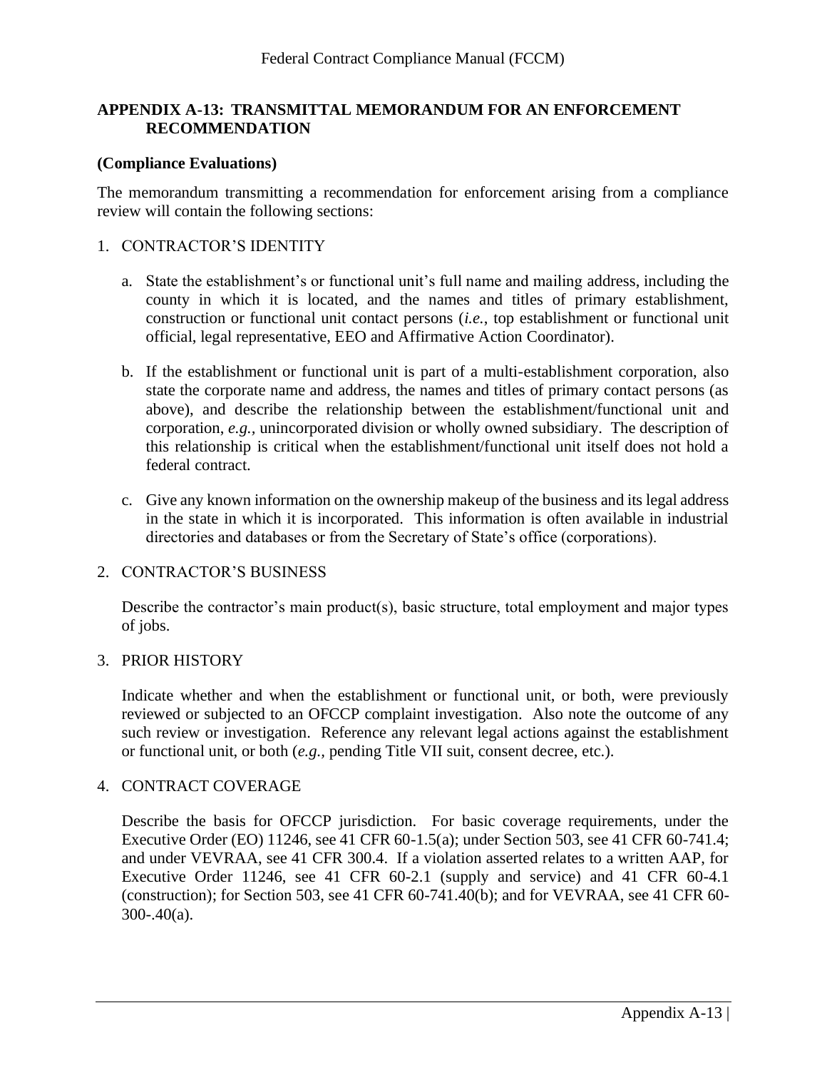## APPENDIX A-13: TRANSMITTAL MEMORANDUM FOR AN ENFORCEMENT RECOMMENDATION

**(Compliance Evaluations)**

The memorandum transmitting a recommendation for enforcement arising from a compliance review will contain the following sections:

1. CONTRACTOR'S IDENTITY

   a. State the establishment's or functional unit's full name and mailing address, including the county in which it is located, and the names and titles of primary establishment, construction or functional unit contact persons (*i.e.*, top establishment or functional unit official, legal representative, EEO and Affirmative Action Coordinator).

   b. If the establishment or functional unit is part of a multi-establishment corporation, also state the corporate name and address, the names and titles of primary contact persons (as above), and describe the relationship between the establishment/functional unit and corporation, *e.g.*, unincorporated division or wholly owned subsidiary. The description of this relationship is critical when the establishment/functional unit itself does not hold a federal contract.

   c. Give any known information on the ownership makeup of the business and its legal address in the state in which it is incorporated. This information is often available in industrial directories and databases or from the Secretary of State's office (corporations).

2. CONTRACTOR'S BUSINESS

   Describe the contractor's main product(s), basic structure, total employment and major types of jobs.

3. PRIOR HISTORY

   Indicate whether and when the establishment or functional unit, or both, were previously reviewed or subjected to an OFCCP complaint investigation. Also note the outcome of any such review or investigation. Reference any relevant legal actions against the establishment or functional unit, or both (*e.g.,* pending Title VII suit, consent decree, etc.).

4. CONTRACT COVERAGE

   Describe the basis for OFCCP jurisdiction. For basic coverage requirements, under the Executive Order (EO) 11246, see 41 CFR 60-1.5(a); under Section 503, see 41 CFR 60-741.4; and under VEVRAA, see 41 CFR 300.4. If a violation asserted relates to a written AAP, for Executive Order 11246, see 41 CFR 60-2.1 (supply and service) and 41 CFR 60-4.1 (construction); for Section 503, see 41 CFR 60-741.40(b); and for VEVRAA, see 41 CFR 60-300-.40(a).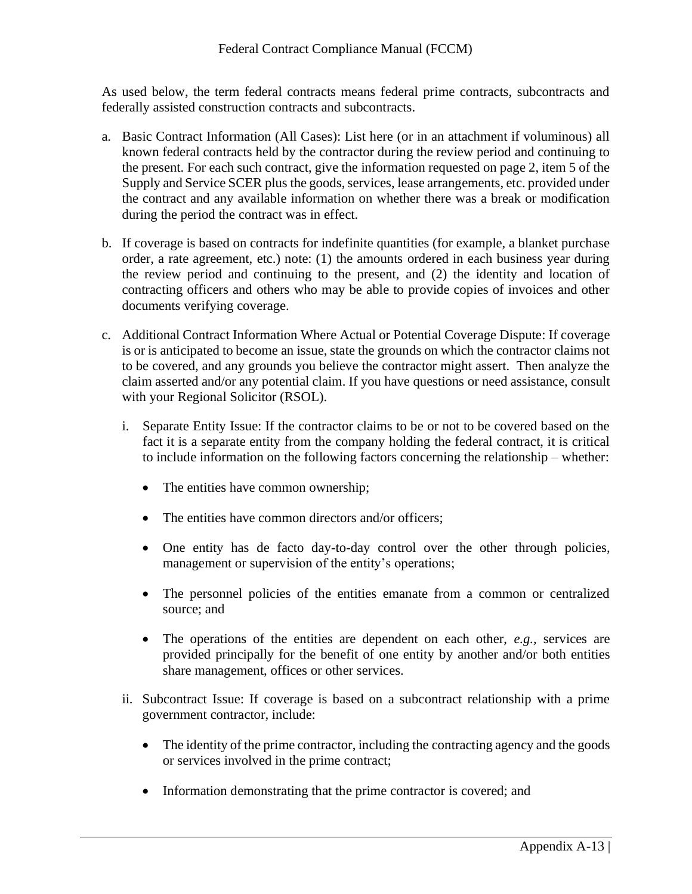As used below, the term federal contracts means federal prime contracts, subcontracts and federally assisted construction contracts and subcontracts.

a. Basic Contract Information (All Cases): List here (or in an attachment if voluminous) all known federal contracts held by the contractor during the review period and continuing to the present. For each such contract, give the information requested on page 2, item 5 of the Supply and Service SCER plus the goods, services, lease arrangements, etc. provided under the contract and any available information on whether there was a break or modification during the period the contract was in effect.

b. If coverage is based on contracts for indefinite quantities (for example, a blanket purchase order, a rate agreement, etc.) note: (1) the amounts ordered in each business year during the review period and continuing to the present, and (2) the identity and location of contracting officers and others who may be able to provide copies of invoices and other documents verifying coverage.

c. Additional Contract Information Where Actual or Potential Coverage Dispute: If coverage is or is anticipated to become an issue, state the grounds on which the contractor claims not to be covered, and any grounds you believe the contractor might assert. Then analyze the claim asserted and/or any potential claim. If you have questions or need assistance, consult with your Regional Solicitor (RSOL).

   i. Separate Entity Issue: If the contractor claims to be or not to be covered based on the fact it is a separate entity from the company holding the federal contract, it is critical to include information on the following factors concerning the relationship – whether:

      - The entities have common ownership;
      - The entities have common directors and/or officers;
      - One entity has de facto day-to-day control over the other through policies, management or supervision of the entity's operations;
      - The personnel policies of the entities emanate from a common or centralized source; and
      - The operations of the entities are dependent on each other, *e.g.,* services are provided principally for the benefit of one entity by another and/or both entities share management, offices or other services.

   ii. Subcontract Issue: If coverage is based on a subcontract relationship with a prime government contractor, include:

      - The identity of the prime contractor, including the contracting agency and the goods or services involved in the prime contract;
      - Information demonstrating that the prime contractor is covered; and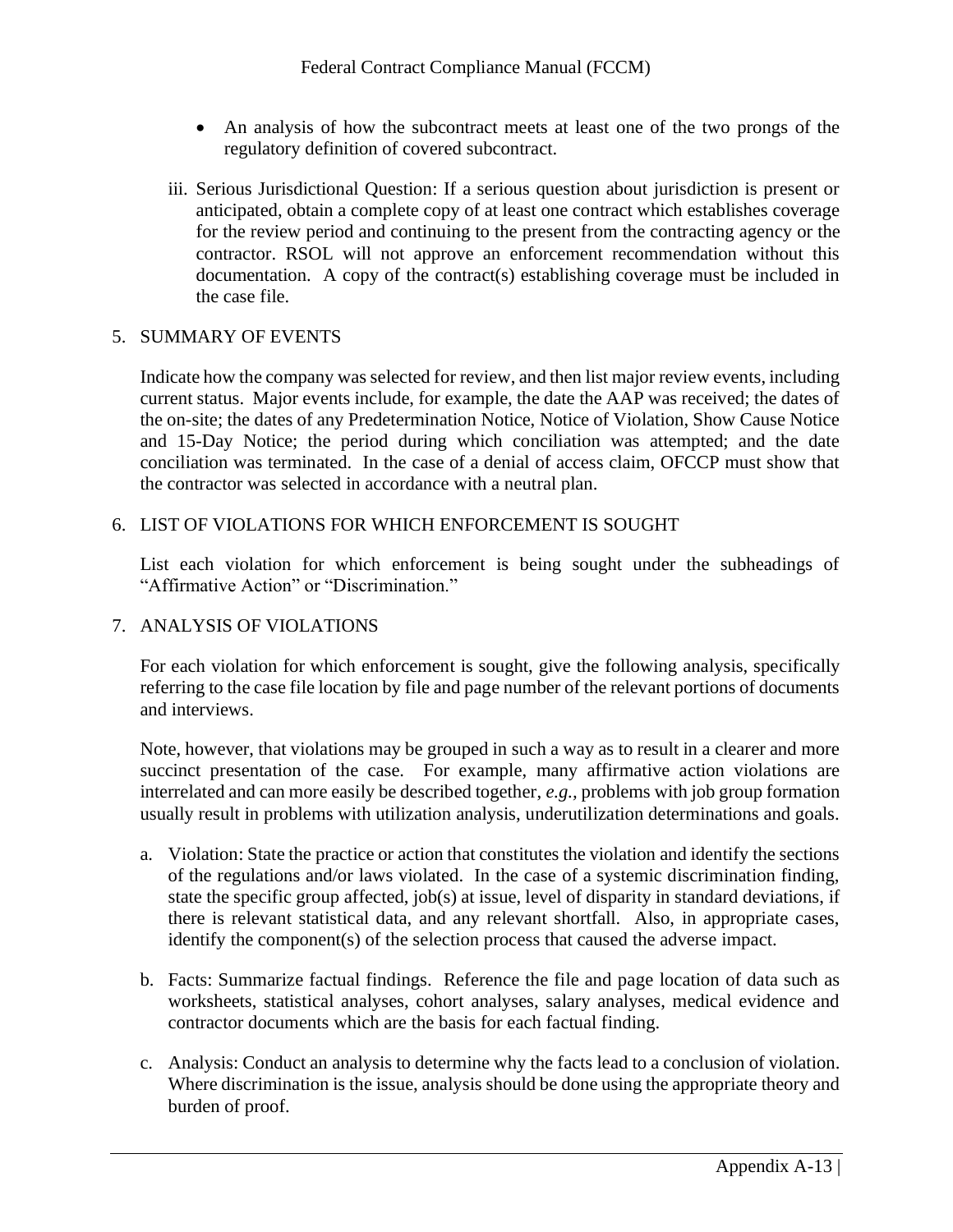- An analysis of how the subcontract meets at least one of the two prongs of the regulatory definition of covered subcontract.

iii. Serious Jurisdictional Question: If a serious question about jurisdiction is present or anticipated, obtain a complete copy of at least one contract which establishes coverage for the review period and continuing to the present from the contracting agency or the contractor. RSOL will not approve an enforcement recommendation without this documentation. A copy of the contract(s) establishing coverage must be included in the case file.

5. SUMMARY OF EVENTS

Indicate how the company was selected for review, and then list major review events, including current status. Major events include, for example, the date the AAP was received; the dates of the on-site; the dates of any Predetermination Notice, Notice of Violation, Show Cause Notice and 15-Day Notice; the period during which conciliation was attempted; and the date conciliation was terminated. In the case of a denial of access claim, OFCCP must show that the contractor was selected in accordance with a neutral plan.

6. LIST OF VIOLATIONS FOR WHICH ENFORCEMENT IS SOUGHT

List each violation for which enforcement is being sought under the subheadings of "Affirmative Action" or "Discrimination."

7. ANALYSIS OF VIOLATIONS

For each violation for which enforcement is sought, give the following analysis, specifically referring to the case file location by file and page number of the relevant portions of documents and interviews.

Note, however, that violations may be grouped in such a way as to result in a clearer and more succinct presentation of the case. For example, many affirmative action violations are interrelated and can more easily be described together, *e.g.*, problems with job group formation usually result in problems with utilization analysis, underutilization determinations and goals.

a. Violation: State the practice or action that constitutes the violation and identify the sections of the regulations and/or laws violated. In the case of a systemic discrimination finding, state the specific group affected, job(s) at issue, level of disparity in standard deviations, if there is relevant statistical data, and any relevant shortfall. Also, in appropriate cases, identify the component(s) of the selection process that caused the adverse impact.

b. Facts: Summarize factual findings. Reference the file and page location of data such as worksheets, statistical analyses, cohort analyses, salary analyses, medical evidence and contractor documents which are the basis for each factual finding.

c. Analysis: Conduct an analysis to determine why the facts lead to a conclusion of violation. Where discrimination is the issue, analysis should be done using the appropriate theory and burden of proof.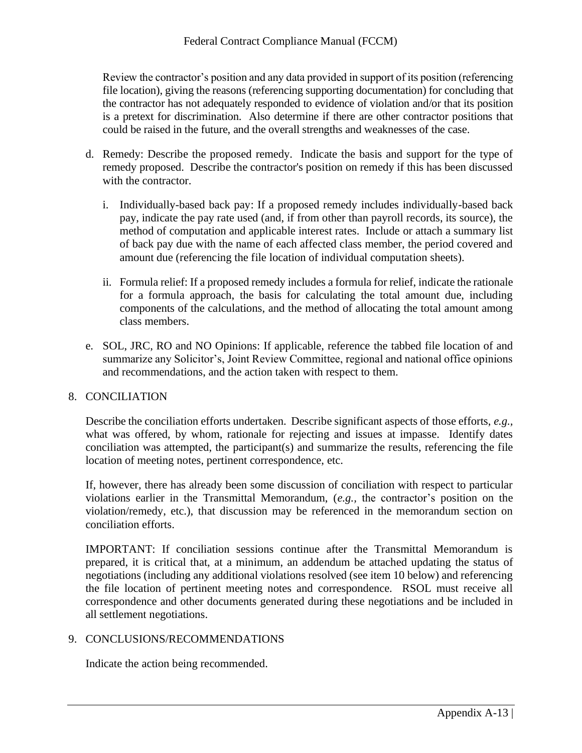Review the contractor's position and any data provided in support of its position (referencing file location), giving the reasons (referencing supporting documentation) for concluding that the contractor has not adequately responded to evidence of violation and/or that its position is a pretext for discrimination. Also determine if there are other contractor positions that could be raised in the future, and the overall strengths and weaknesses of the case.

d. Remedy: Describe the proposed remedy. Indicate the basis and support for the type of remedy proposed. Describe the contractor's position on remedy if this has been discussed with the contractor.

    i. Individually-based back pay: If a proposed remedy includes individually-based back pay, indicate the pay rate used (and, if from other than payroll records, its source), the method of computation and applicable interest rates. Include or attach a summary list of back pay due with the name of each affected class member, the period covered and amount due (referencing the file location of individual computation sheets).

    ii. Formula relief: If a proposed remedy includes a formula for relief, indicate the rationale for a formula approach, the basis for calculating the total amount due, including components of the calculations, and the method of allocating the total amount among class members.

e. SOL, JRC, RO and NO Opinions: If applicable, reference the tabbed file location of and summarize any Solicitor's, Joint Review Committee, regional and national office opinions and recommendations, and the action taken with respect to them.

8. CONCILIATION

Describe the conciliation efforts undertaken. Describe significant aspects of those efforts, *e.g.,* what was offered, by whom, rationale for rejecting and issues at impasse. Identify dates conciliation was attempted, the participant(s) and summarize the results, referencing the file location of meeting notes, pertinent correspondence, etc.

If, however, there has already been some discussion of conciliation with respect to particular violations earlier in the Transmittal Memorandum, (*e.g.,* the contractor's position on the violation/remedy, etc.), that discussion may be referenced in the memorandum section on conciliation efforts.

IMPORTANT: If conciliation sessions continue after the Transmittal Memorandum is prepared, it is critical that, at a minimum, an addendum be attached updating the status of negotiations (including any additional violations resolved (see item 10 below) and referencing the file location of pertinent meeting notes and correspondence. RSOL must receive all correspondence and other documents generated during these negotiations and be included in all settlement negotiations.

9. CONCLUSIONS/RECOMMENDATIONS

Indicate the action being recommended.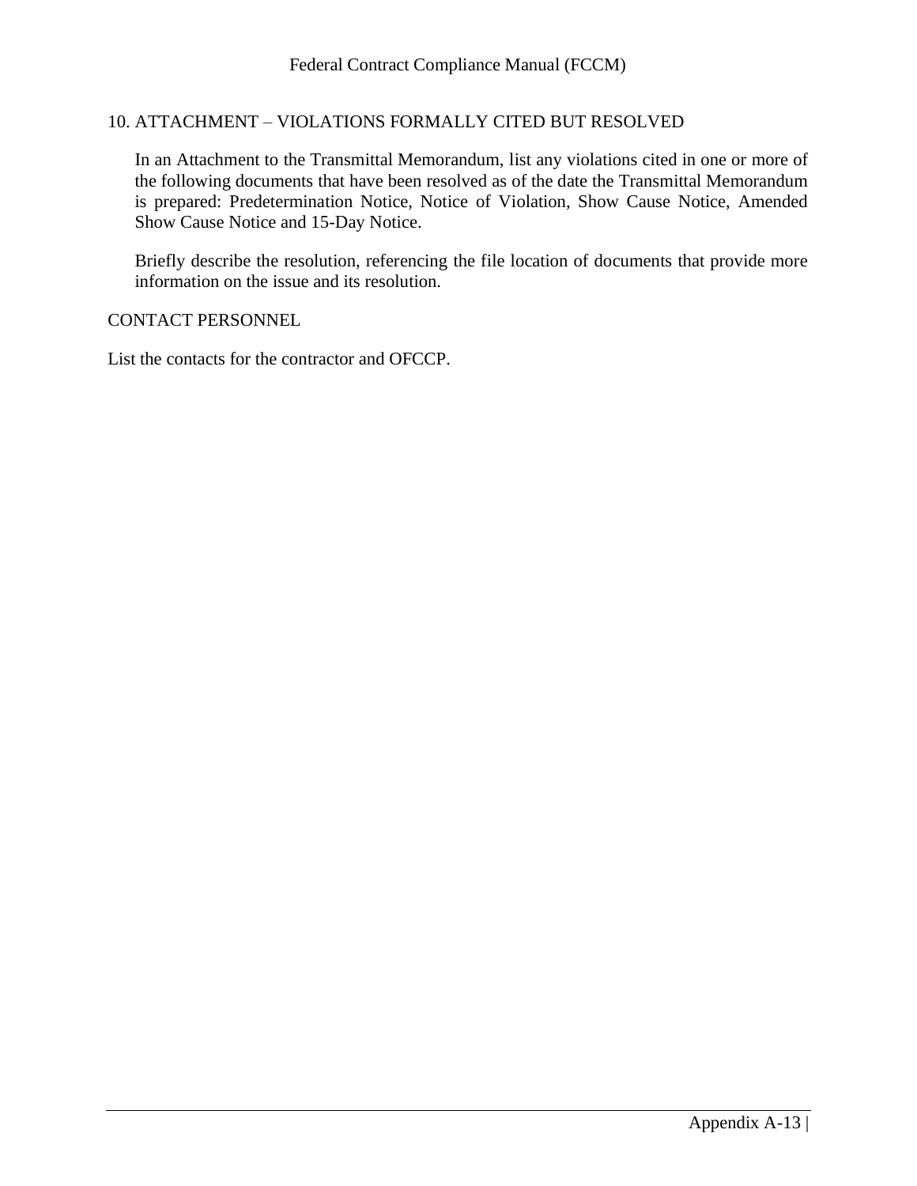## 10. ATTACHMENT – VIOLATIONS FORMALLY CITED BUT RESOLVED

In an Attachment to the Transmittal Memorandum, list any violations cited in one or more of the following documents that have been resolved as of the date the Transmittal Memorandum is prepared: Predetermination Notice, Notice of Violation, Show Cause Notice, Amended Show Cause Notice and 15-Day Notice.

Briefly describe the resolution, referencing the file location of documents that provide more information on the issue and its resolution.

## CONTACT PERSONNEL

List the contacts for the contractor and OFCCP.